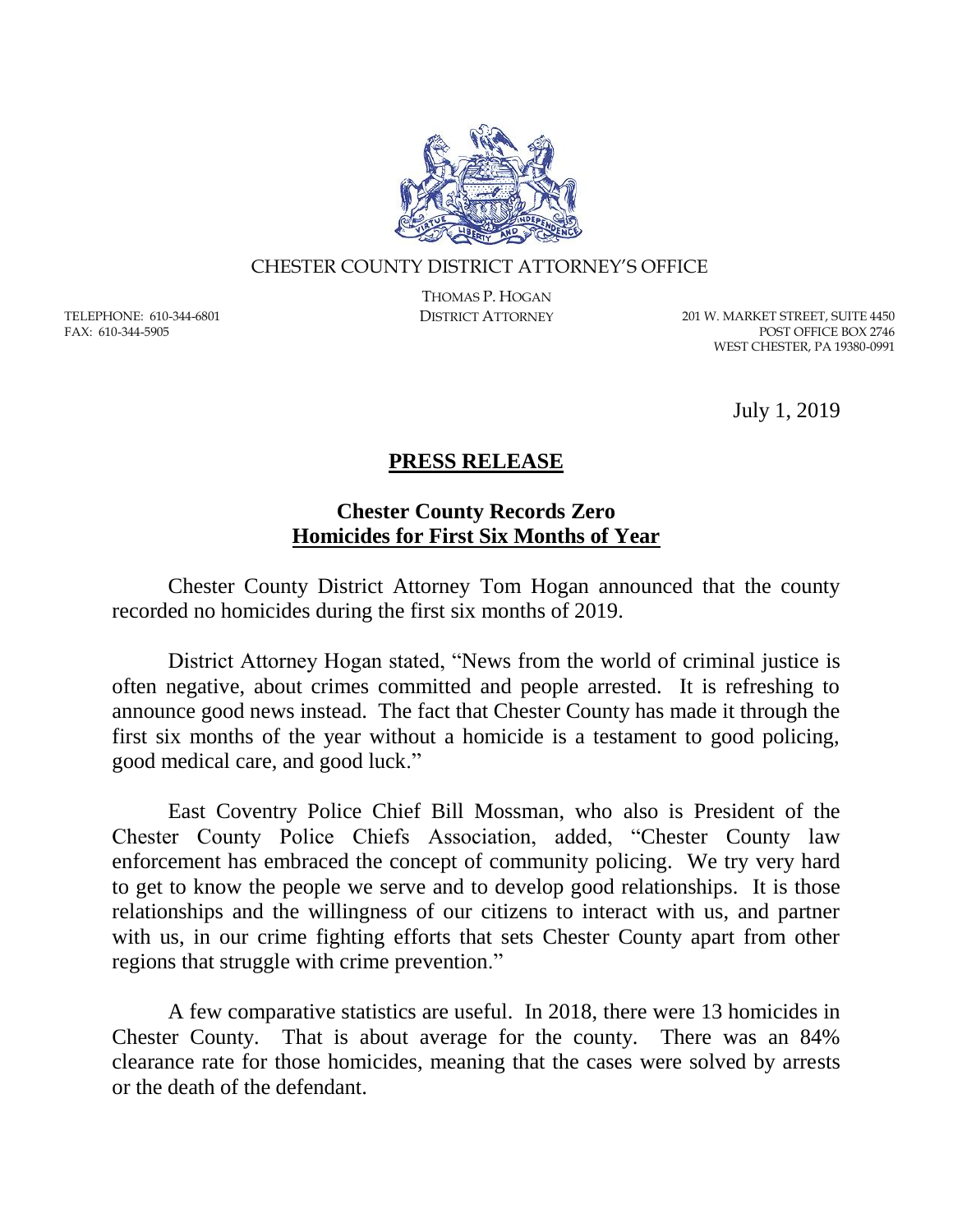CHESTER COUNTY DISTRICT ATTORNEY'S OFFICE

THOMAS P. HOGAN
DISTRICT ATTORNEY

TELEPHONE: 610-344-6801
FAX: 610-344-5905

201 W. MARKET STREET, SUITE 4450
POST OFFICE BOX 2746
WEST CHESTER, PA 19380-0991

July 1, 2019

# PRESS RELEASE

## Chester County Records Zero Homicides for First Six Months of Year

Chester County District Attorney Tom Hogan announced that the county recorded no homicides during the first six months of 2019.

District Attorney Hogan stated, "News from the world of criminal justice is often negative, about crimes committed and people arrested. It is refreshing to announce good news instead. The fact that Chester County has made it through the first six months of the year without a homicide is a testament to good policing, good medical care, and good luck."

East Coventry Police Chief Bill Mossman, who also is President of the Chester County Police Chiefs Association, added, "Chester County law enforcement has embraced the concept of community policing. We try very hard to get to know the people we serve and to develop good relationships. It is those relationships and the willingness of our citizens to interact with us, and partner with us, in our crime fighting efforts that sets Chester County apart from other regions that struggle with crime prevention."

A few comparative statistics are useful. In 2018, there were 13 homicides in Chester County. That is about average for the county. There was an 84% clearance rate for those homicides, meaning that the cases were solved by arrests or the death of the defendant.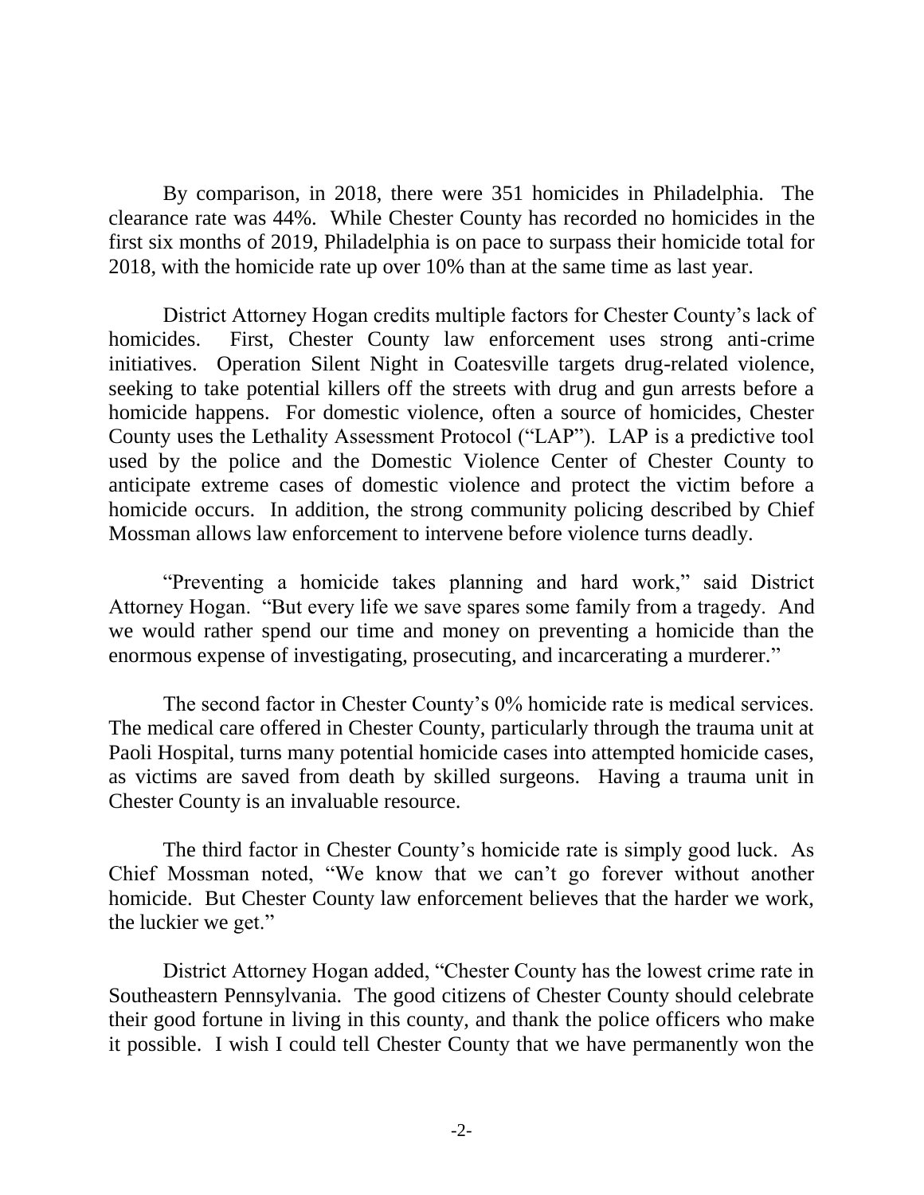By comparison, in 2018, there were 351 homicides in Philadelphia. The clearance rate was 44%. While Chester County has recorded no homicides in the first six months of 2019, Philadelphia is on pace to surpass their homicide total for 2018, with the homicide rate up over 10% than at the same time as last year.

District Attorney Hogan credits multiple factors for Chester County's lack of homicides. First, Chester County law enforcement uses strong anti-crime initiatives. Operation Silent Night in Coatesville targets drug-related violence, seeking to take potential killers off the streets with drug and gun arrests before a homicide happens. For domestic violence, often a source of homicides, Chester County uses the Lethality Assessment Protocol ("LAP"). LAP is a predictive tool used by the police and the Domestic Violence Center of Chester County to anticipate extreme cases of domestic violence and protect the victim before a homicide occurs. In addition, the strong community policing described by Chief Mossman allows law enforcement to intervene before violence turns deadly.

"Preventing a homicide takes planning and hard work," said District Attorney Hogan. "But every life we save spares some family from a tragedy. And we would rather spend our time and money on preventing a homicide than the enormous expense of investigating, prosecuting, and incarcerating a murderer."

The second factor in Chester County's 0% homicide rate is medical services. The medical care offered in Chester County, particularly through the trauma unit at Paoli Hospital, turns many potential homicide cases into attempted homicide cases, as victims are saved from death by skilled surgeons. Having a trauma unit in Chester County is an invaluable resource.

The third factor in Chester County's homicide rate is simply good luck. As Chief Mossman noted, "We know that we can't go forever without another homicide. But Chester County law enforcement believes that the harder we work, the luckier we get."

District Attorney Hogan added, "Chester County has the lowest crime rate in Southeastern Pennsylvania. The good citizens of Chester County should celebrate their good fortune in living in this county, and thank the police officers who make it possible. I wish I could tell Chester County that we have permanently won the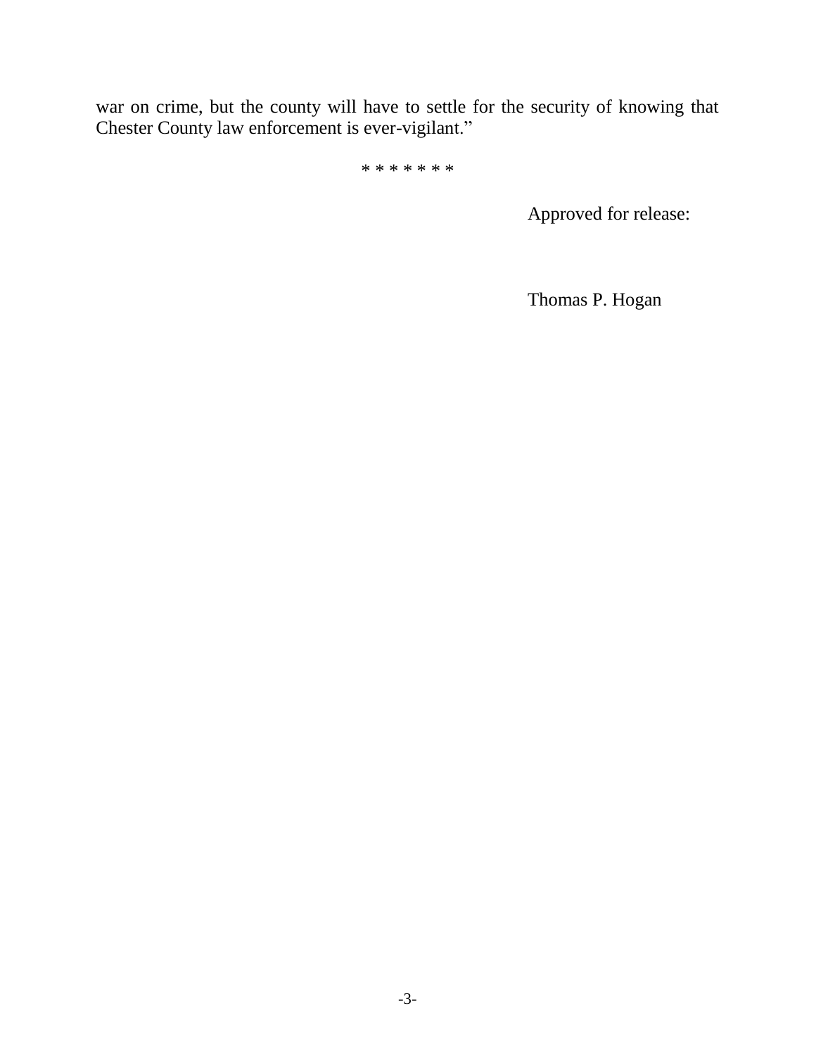war on crime, but the county will have to settle for the security of knowing that Chester County law enforcement is ever-vigilant."

\* \* \* \* \* \* \*

Approved for release:

Thomas P. Hogan